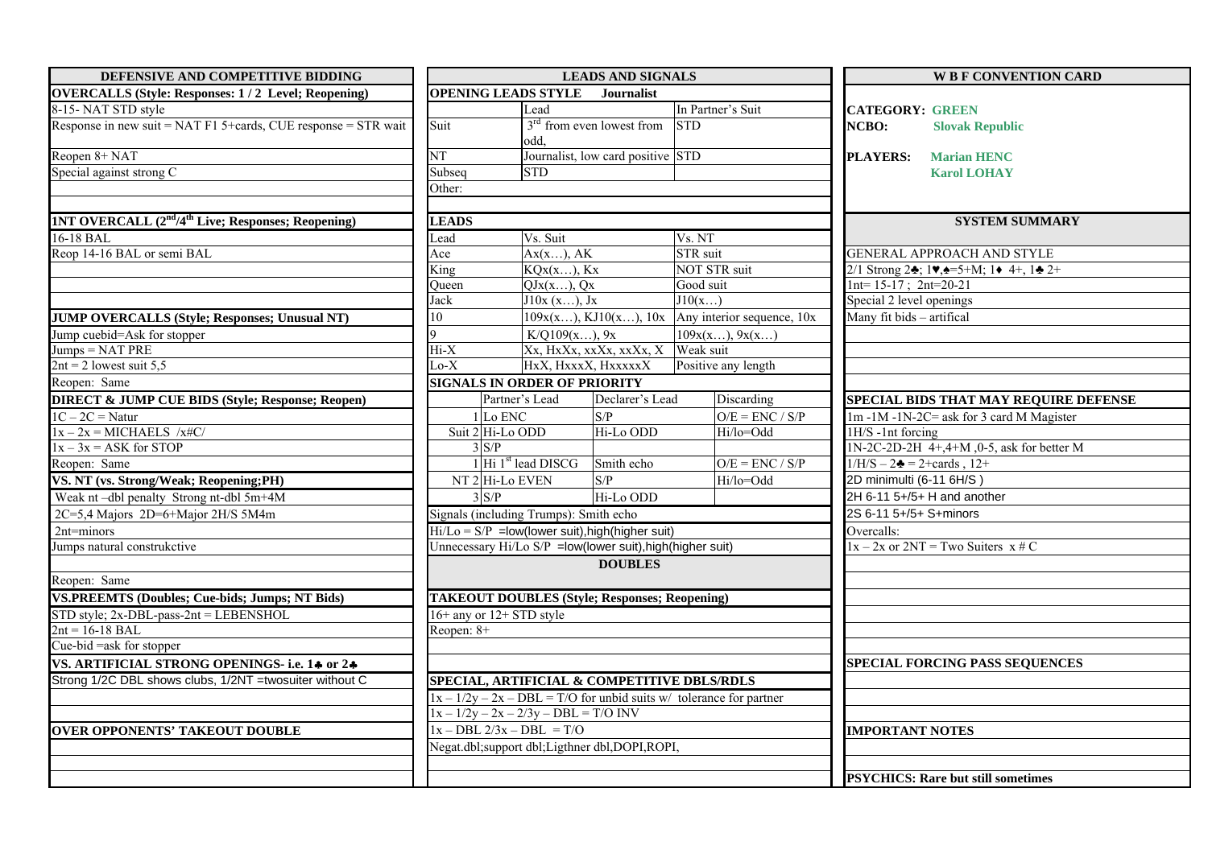## DEFENSIVE AND COMPETITIVE BIDDING

**OVERCALLS (Style: Responses: 1 / 2 Level; Reopening)**

8-15- NAT STD style

Response in new suit = NAT F1 5+cards, CUE response = STR wait

Reopen 8+ NAT

Special against strong C

**1NT OVERCALL (2nd/4th Live; Responses; Reopening)**

16-18 BAL

Reop 14-16 BAL or semi BAL

**JUMP OVERCALLS (Style; Responses; Unusual NT)**

Jump cuebid=Ask for stopper

Jumps = NAT PRE

2nt = 2 lowest suit 5,5

Reopen: Same

**DIRECT & JUMP CUE BIDS (Style; Response; Reopen)**

1C – 2C = Natur

1x – 2x = MICHAELS /x#C/

1x – 3x = ASK for STOP

Reopen: Same

**VS. NT (vs. Strong/Weak; Reopening;PH)**

Weak nt –dbl penalty Strong nt-dbl 5m+4M

2C=5,4 Majors 2D=6+Major 2H/S 5M4m

2nt=minors

Jumps natural construkctive

Reopen: Same

**VS.PREEMTS (Doubles; Cue-bids; Jumps; NT Bids)**

STD style; 2x-DBL-pass-2nt = LEBENSHOL

2nt = 16-18 BAL

Cue-bid =ask for stopper

**VS. ARTIFICIAL STRONG OPENINGS- i.e. 1♣ or 2♣**

Strong 1/2C DBL shows clubs, 1/2NT =twosuiter without C

**OVER OPPONENTS' TAKEOUT DOUBLE**

## LEADS AND SIGNALS

**OPENING LEADS STYLE Journalist**

| | Lead | In Partner's Suit |
|---|---|---|
| Suit | 3rd from even lowest from odd, | STD |
| NT | Journalist, low card positive | STD |
| Subseq | STD | |
| Other: | | |

**LEADS**

| Lead | Vs. Suit | Vs. NT |
|---|---|---|
| Ace | Ax(x…), AK | STR suit |
| King | KQx(x…), Kx | NOT STR suit |
| Queen | QJx(x…), Qx | Good suit |
| Jack | J10x (x…), Jx | J10(x…) |
| 10 | 109x(x…), KJ10(x…), 10x | Any interior sequence, 10x |
| 9 | K/Q109(x…), 9x | 109x(x…), 9x(x…) |
| Hi-X | Xx, HxXx, xxXx, xxXx, X | Weak suit |
| Lo-X | HxX, HxxxX, HxxxxxX | Positive any length |

**SIGNALS IN ORDER OF PRIORITY**

| | | Partner's Lead | Declarer's Lead | Discarding |
|---|---|---|---|---|
| Suit | 1 | Lo ENC | S/P | O/E = ENC / S/P |
| | 2 | Hi-Lo ODD | Hi-Lo ODD | Hi/lo=Odd |
| | 3 | S/P | | |
| NT | 1 | Hi 1st lead DISCG | Smith echo | O/E = ENC / S/P |
| | 2 | Hi-Lo EVEN | S/P | Hi/lo=Odd |
| | 3 | S/P | Hi-Lo ODD | |

Signals (including Trumps): Smith echo

Hi/Lo = S/P =low(lower suit),high(higher suit)

Unnecessary Hi/Lo S/P =low(lower suit),high(higher suit)

## DOUBLES

**TAKEOUT DOUBLES (Style; Responses; Reopening)**

16+ any or 12+ STD style

Reopen: 8+

**SPECIAL, ARTIFICIAL & COMPETITIVE DBLS/RDLS**

1x – 1/2y – 2x – DBL = T/O for unbid suits w/ tolerance for partner

1x – 1/2y – 2x – 2/3y – DBL = T/O INV

1x – DBL 2/3x – DBL = T/O

Negat.dbl;support dbl;Ligthner dbl,DOPI,ROPI,

## W B F CONVENTION CARD

**CATEGORY:** GREEN

**NCBO:** Slovak Republic

**PLAYERS:** Marian HENC, Karol LOHAY

## SYSTEM SUMMARY

GENERAL APPROACH AND STYLE

2/1 Strong 2♣; 1♥,♠=5+M; 1♦ 4+, 1♣ 2+

1nt= 15-17 ; 2nt=20-21

Special 2 level openings

Many fit bids – artifical

**SPECIAL BIDS THAT MAY REQUIRE DEFENSE**

1m -1M -1N-2C= ask for 3 card M Magister

1H/S -1nt forcing

1N-2C-2D-2H 4+,4+M ,0-5, ask for better M

1/H/S – 2♣ = 2+cards , 12+

2D minimulti (6-11 6H/S )

2H 6-11 5+/5+ H and another

2S 6-11 5+/5+ S+minors

Overcalls:

1x – 2x or 2NT = Two Suiters x # C

**SPECIAL FORCING PASS SEQUENCES**

**IMPORTANT NOTES**

**PSYCHICS: Rare but still sometimes**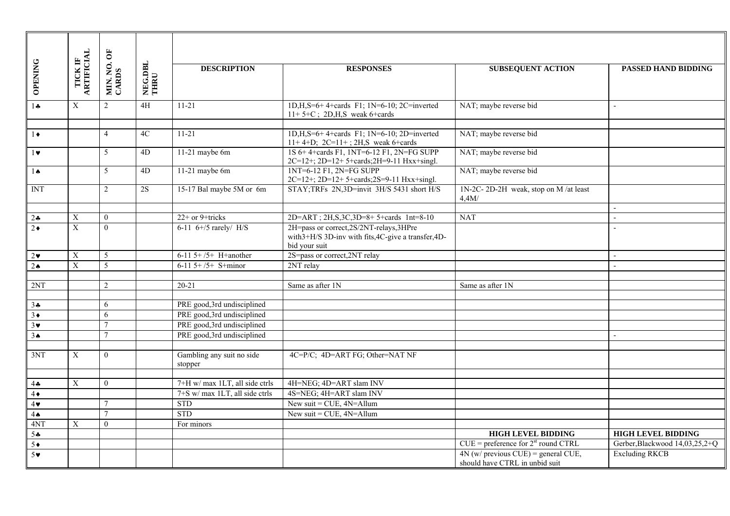| OPENING | TICK IF ARTIFICIAL | MIN. NO. OF CARDS | NEG.DBL THRU | DESCRIPTION | RESPONSES | SUBSEQUENT ACTION | PASSED HAND BIDDING |
|---|---|---|---|---|---|---|---|
| 1♣ | X | 2 | 4H | 11-21 | 1D,H,S=6+ 4+cards F1; 1N=6-10; 2C=inverted 11+ 5+C ; 2D,H,S weak 6+cards | NAT; maybe reverse bid | - |
| | | | | | | | |
| 1♦ | | 4 | 4C | 11-21 | 1D,H,S=6+ 4+cards F1; 1N=6-10; 2D=inverted 11+ 4+D; 2C=11+ ; 2H,S weak 6+cards | NAT; maybe reverse bid | |
| 1♥ | | 5 | 4D | 11-21 maybe 6m | 1S 6+ 4+cards F1, 1NT=6-12 F1, 2N=FG SUPP 2C=12+; 2D=12+ 5+cards;2H=9-11 Hxx+singl. | NAT; maybe reverse bid | |
| 1♠ | | 5 | 4D | 11-21 maybe 6m | 1NT=6-12 F1, 2N=FG SUPP 2C=12+; 2D=12+ 5+cards;2S=9-11 Hxx+singl. | NAT; maybe reverse bid | |
| INT | | 2 | 2S | 15-17 Bal maybe 5M or 6m | STAY;TRFs 2N,3D=invit 3H/S 5431 short H/S | 1N-2C- 2D-2H weak, stop on M /at least 4,4M/ | |
| | | | | | | | - |
| 2♣ | X | 0 | | 22+ or 9+tricks | 2D=ART ; 2H,S,3C,3D=8+ 5+cards 1nt=8-10 | NAT | - |
| 2♦ | X | 0 | | 6-11 6+/5 rarely/ H/S | 2H=pass or correct,2S/2NT-relays,3HPre with3+H/S 3D-inv with fits,4C-give a transfer,4D-bid your suit | | - |
| 2♥ | X | 5 | | 6-11 5+ /5+ H+another | 2S=pass or correct,2NT relay | | - |
| 2♠ | X | 5 | | 6-11 5+ /5+ S+minor | 2NT relay | | - |
| | | | | | | | |
| 2NT | | 2 | | 20-21 | Same as after 1N | Same as after 1N | |
| | | | | | | | |
| 3♣ | | 6 | | PRE good,3rd undisciplined | | | |
| 3♦ | | 6 | | PRE good,3rd undisciplined | | | |
| 3♥ | | 7 | | PRE good,3rd undisciplined | | | |
| 3♠ | | 7 | | PRE good,3rd undisciplined | | | - |
| | | | | | | | |
| 3NT | X | 0 | | Gambling any suit no side stopper | 4C=P/C; 4D=ART FG; Other=NAT NF | | |
| | | | | | | | |
| 4♣ | X | 0 | | 7+H w/ max 1LT, all side ctrls | 4H=NEG; 4D=ART slam INV | | |
| 4♦ | | | | 7+S w/ max 1LT, all side ctrls | 4S=NEG; 4H=ART slam INV | | |
| 4♥ | | 7 | | STD | New suit = CUE, 4N=Allum | | |
| 4♠ | | 7 | | STD | New suit = CUE, 4N=Allum | | |
| 4NT | X | 0 | | For minors | | | |
| 5♣ | | | | | | **HIGH LEVEL BIDDING** | **HIGH LEVEL BIDDING** |
| 5♦ | | | | | | CUE = preference for 2st round CTRL | Gerber,Blackwood 14,03,25,2+Q |
| 5♥ | | | | | | 4N (w/ previous CUE) = general CUE, should have CTRL in unbid suit | Excluding RKCB |